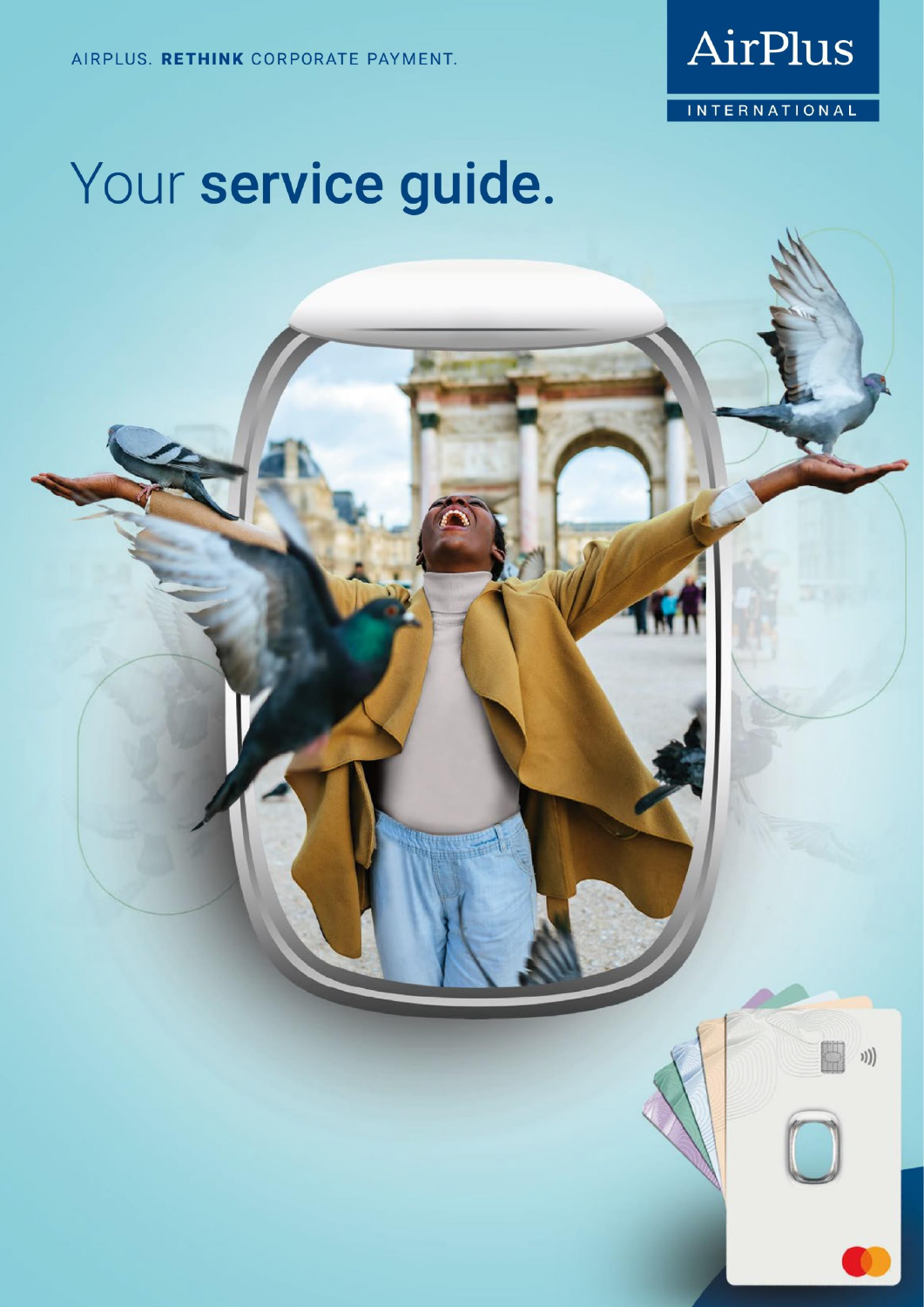AIRPLUS. **RETHINK** CORPORATE PAYMENT.

AirPlus

INTERNATIONAL

# Your **service guide.**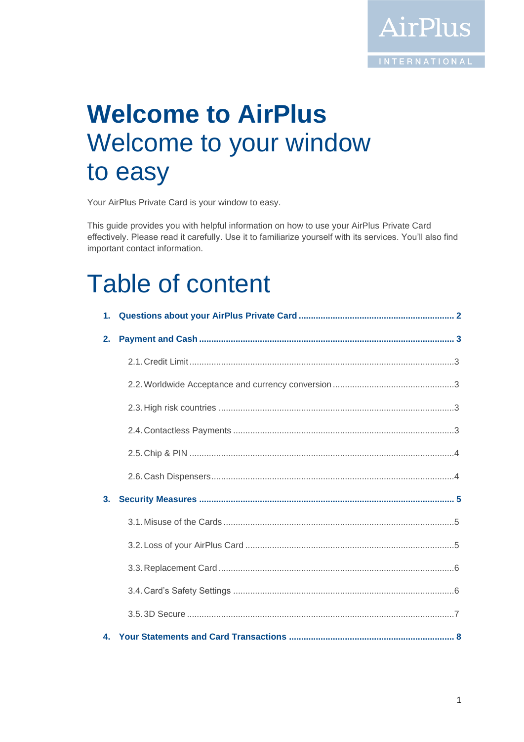# Welcome to AirPlus

Welcome to your window to easy

Your AirPlus Private Card is your window to easy.

This guide provides you with helpful information on how to use your AirPlus Private Card effectively. Please read it carefully. Use it to familiarize yourself with its services. You'll also find important contact information.

# Table of content

**1. Questions about your AirPlus Private Card ..... 2**

**2. Payment and Cash ..... 3**

- 2.1. Credit Limit ..... 3
- 2.2. Worldwide Acceptance and currency conversion ..... 3
- 2.3. High risk countries ..... 3
- 2.4. Contactless Payments ..... 3
- 2.5. Chip & PIN ..... 4
- 2.6. Cash Dispensers ..... 4

**3. Security Measures ..... 5**

- 3.1. Misuse of the Cards ..... 5
- 3.2. Loss of your AirPlus Card ..... 5
- 3.3. Replacement Card ..... 6
- 3.4. Card's Safety Settings ..... 6
- 3.5. 3D Secure ..... 7

**4. Your Statements and Card Transactions ..... 8**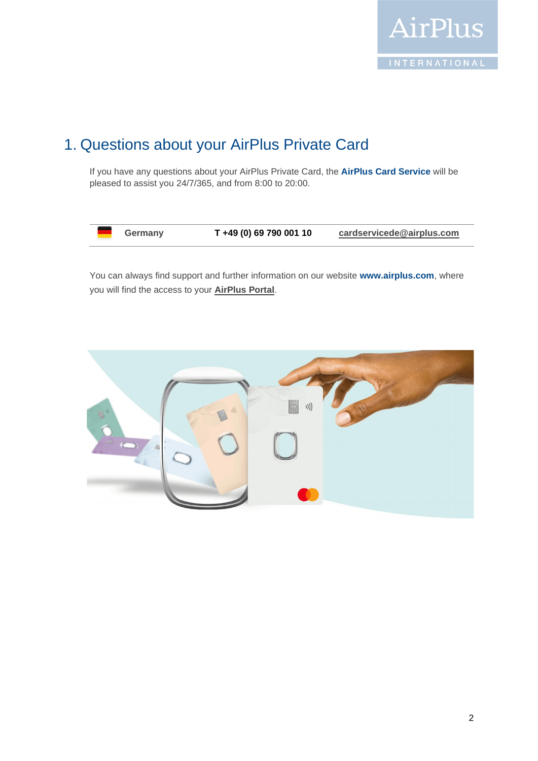# 1. Questions about your AirPlus Private Card

If you have any questions about your AirPlus Private Card, the **AirPlus Card Service** will be pleased to assist you 24/7/365, and from 8:00 to 20:00.

| | | |
|---|---|---|
| **Germany** | **T +49 (0) 69 790 001 10** | **cardservicede@airplus.com** |

You can always find support and further information on our website **www.airplus.com**, where you will find the access to your **AirPlus Portal**.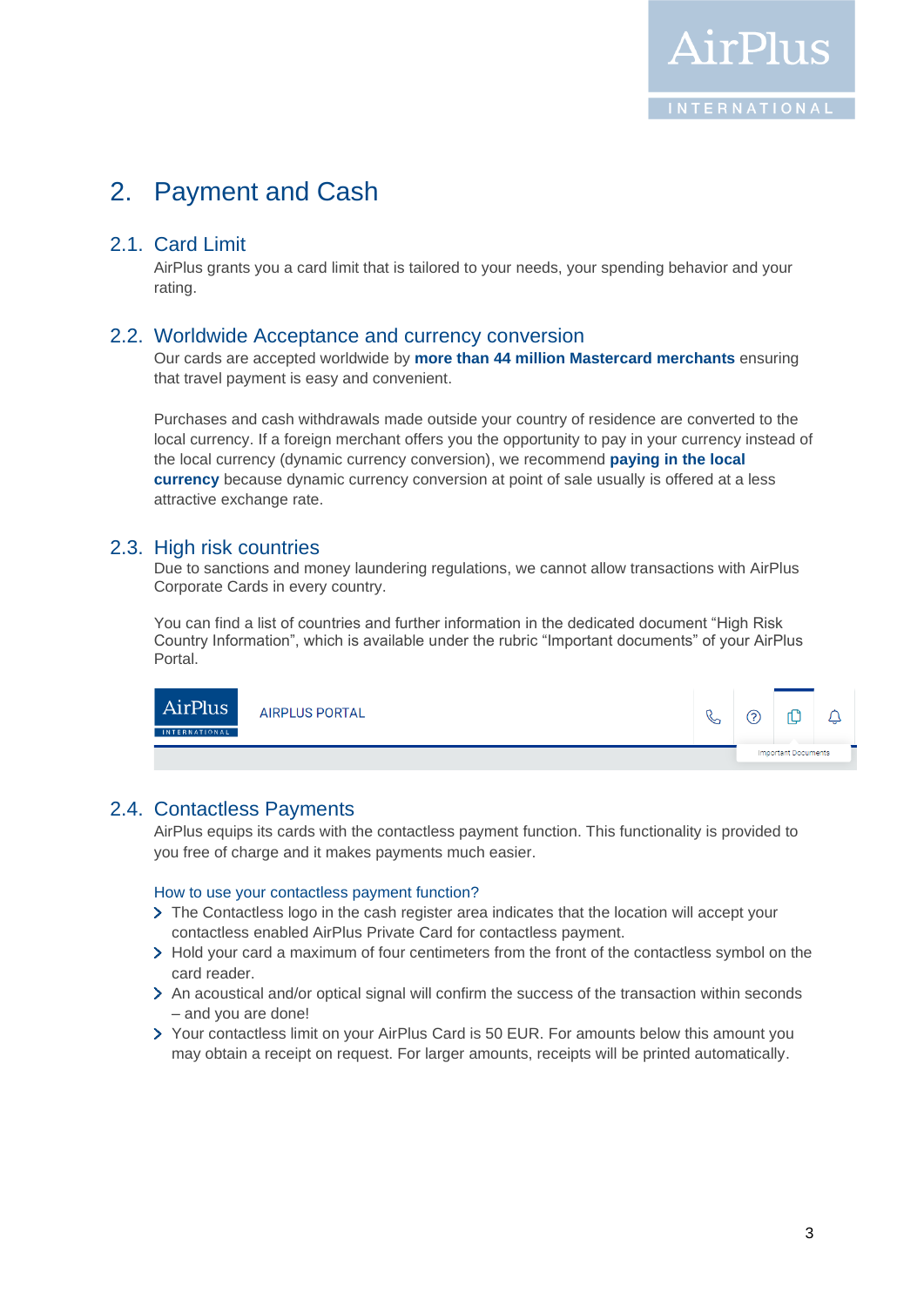# 2. Payment and Cash

## 2.1. Card Limit

AirPlus grants you a card limit that is tailored to your needs, your spending behavior and your rating.

## 2.2. Worldwide Acceptance and currency conversion

Our cards are accepted worldwide by **more than 44 million Mastercard merchants** ensuring that travel payment is easy and convenient.

Purchases and cash withdrawals made outside your country of residence are converted to the local currency. If a foreign merchant offers you the opportunity to pay in your currency instead of the local currency (dynamic currency conversion), we recommend **paying in the local currency** because dynamic currency conversion at point of sale usually is offered at a less attractive exchange rate.

## 2.3. High risk countries

Due to sanctions and money laundering regulations, we cannot allow transactions with AirPlus Corporate Cards in every country.

You can find a list of countries and further information in the dedicated document "High Risk Country Information", which is available under the rubric "Important documents" of your AirPlus Portal.

AirPlus INTERNATIONAL | AIRPLUS PORTAL | Important Documents

## 2.4. Contactless Payments

AirPlus equips its cards with the contactless payment function. This functionality is provided to you free of charge and it makes payments much easier.

### How to use your contactless payment function?

- The Contactless logo in the cash register area indicates that the location will accept your contactless enabled AirPlus Private Card for contactless payment.
- Hold your card a maximum of four centimeters from the front of the contactless symbol on the card reader.
- An acoustical and/or optical signal will confirm the success of the transaction within seconds – and you are done!
- Your contactless limit on your AirPlus Card is 50 EUR. For amounts below this amount you may obtain a receipt on request. For larger amounts, receipts will be printed automatically.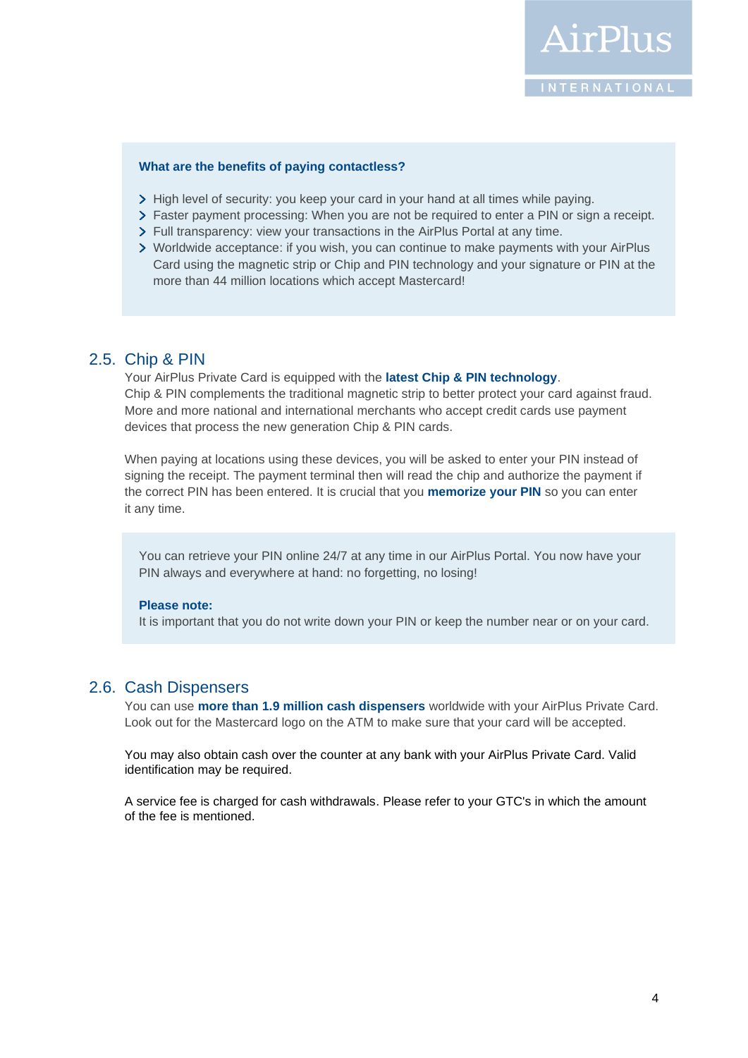**What are the benefits of paying contactless?**

- High level of security: you keep your card in your hand at all times while paying.
- Faster payment processing: When you are not be required to enter a PIN or sign a receipt.
- Full transparency: view your transactions in the AirPlus Portal at any time.
- Worldwide acceptance: if you wish, you can continue to make payments with your AirPlus Card using the magnetic strip or Chip and PIN technology and your signature or PIN at the more than 44 million locations which accept Mastercard!

## 2.5. Chip & PIN

Your AirPlus Private Card is equipped with the **latest Chip & PIN technology**.
Chip & PIN complements the traditional magnetic strip to better protect your card against fraud. More and more national and international merchants who accept credit cards use payment devices that process the new generation Chip & PIN cards.

When paying at locations using these devices, you will be asked to enter your PIN instead of signing the receipt. The payment terminal then will read the chip and authorize the payment if the correct PIN has been entered. It is crucial that you **memorize your PIN** so you can enter it any time.

You can retrieve your PIN online 24/7 at any time in our AirPlus Portal. You now have your PIN always and everywhere at hand: no forgetting, no losing!

**Please note:**
It is important that you do not write down your PIN or keep the number near or on your card.

## 2.6. Cash Dispensers

You can use **more than 1.9 million cash dispensers** worldwide with your AirPlus Private Card. Look out for the Mastercard logo on the ATM to make sure that your card will be accepted.

You may also obtain cash over the counter at any bank with your AirPlus Private Card. Valid identification may be required.

A service fee is charged for cash withdrawals. Please refer to your GTC's in which the amount of the fee is mentioned.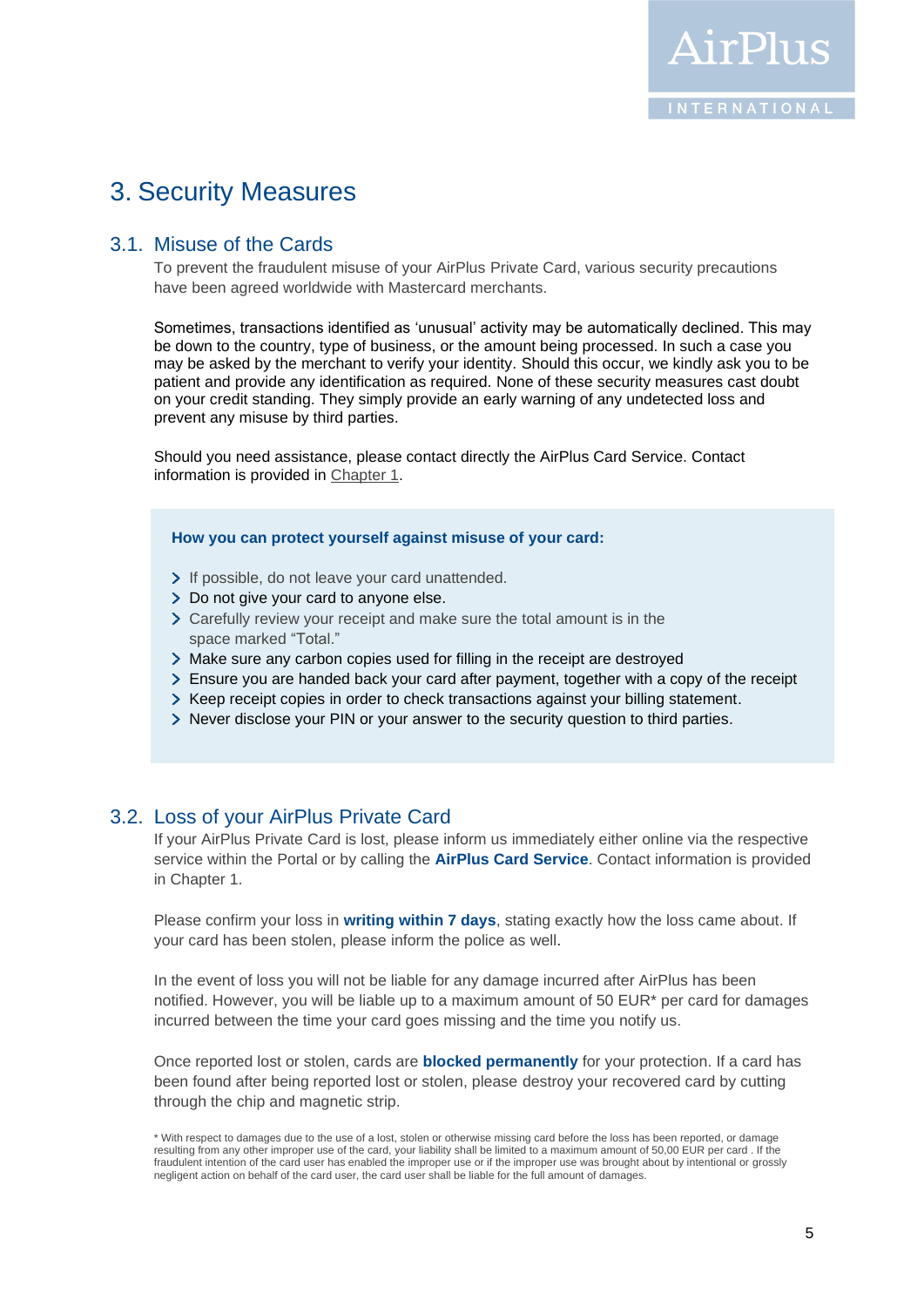# 3. Security Measures

## 3.1. Misuse of the Cards

To prevent the fraudulent misuse of your AirPlus Private Card, various security precautions have been agreed worldwide with Mastercard merchants.

Sometimes, transactions identified as 'unusual' activity may be automatically declined. This may be down to the country, type of business, or the amount being processed. In such a case you may be asked by the merchant to verify your identity. Should this occur, we kindly ask you to be patient and provide any identification as required. None of these security measures cast doubt on your credit standing. They simply provide an early warning of any undetected loss and prevent any misuse by third parties.

Should you need assistance, please contact directly the AirPlus Card Service. Contact information is provided in Chapter 1.

**How you can protect yourself against misuse of your card:**

- If possible, do not leave your card unattended.
- Do not give your card to anyone else.
- Carefully review your receipt and make sure the total amount is in the space marked "Total."
- Make sure any carbon copies used for filling in the receipt are destroyed
- Ensure you are handed back your card after payment, together with a copy of the receipt
- Keep receipt copies in order to check transactions against your billing statement.
- Never disclose your PIN or your answer to the security question to third parties.

## 3.2. Loss of your AirPlus Private Card

If your AirPlus Private Card is lost, please inform us immediately either online via the respective service within the Portal or by calling the **AirPlus Card Service**. Contact information is provided in Chapter 1.

Please confirm your loss in **writing within 7 days**, stating exactly how the loss came about. If your card has been stolen, please inform the police as well.

In the event of loss you will not be liable for any damage incurred after AirPlus has been notified. However, you will be liable up to a maximum amount of 50 EUR* per card for damages incurred between the time your card goes missing and the time you notify us.

Once reported lost or stolen, cards are **blocked permanently** for your protection. If a card has been found after being reported lost or stolen, please destroy your recovered card by cutting through the chip and magnetic strip.

* With respect to damages due to the use of a lost, stolen or otherwise missing card before the loss has been reported, or damage resulting from any other improper use of the card, your liability shall be limited to a maximum amount of 50,00 EUR per card . If the fraudulent intention of the card user has enabled the improper use or if the improper use was brought about by intentional or grossly negligent action on behalf of the card user, the card user shall be liable for the full amount of damages.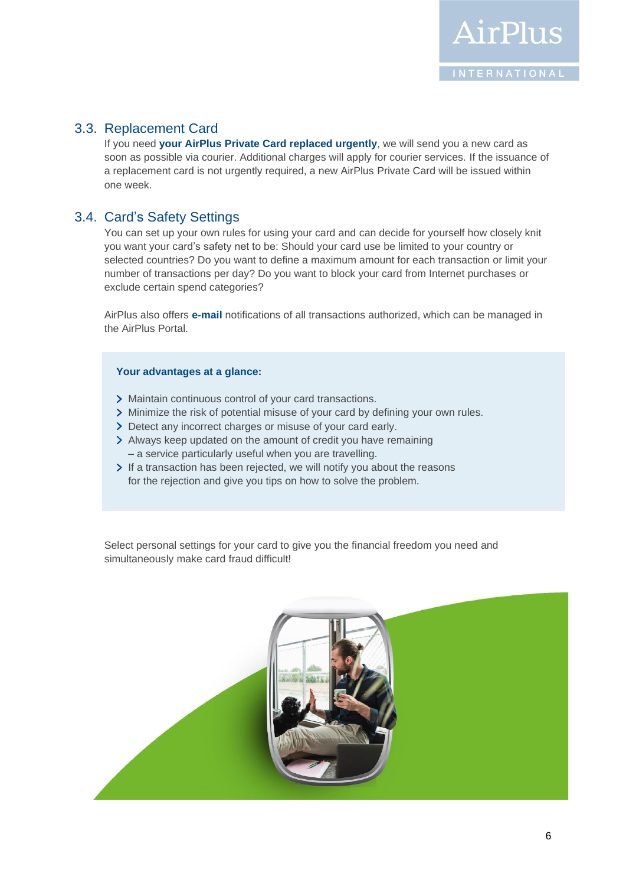## 3.3. Replacement Card

If you need **your AirPlus Private Card replaced urgently**, we will send you a new card as soon as possible via courier. Additional charges will apply for courier services. If the issuance of a replacement card is not urgently required, a new AirPlus Private Card will be issued within one week.

## 3.4. Card's Safety Settings

You can set up your own rules for using your card and can decide for yourself how closely knit you want your card's safety net to be: Should your card use be limited to your country or selected countries? Do you want to define a maximum amount for each transaction or limit your number of transactions per day? Do you want to block your card from Internet purchases or exclude certain spend categories?

AirPlus also offers **e-mail** notifications of all transactions authorized, which can be managed in the AirPlus Portal.

**Your advantages at a glance:**

- Maintain continuous control of your card transactions.
- Minimize the risk of potential misuse of your card by defining your own rules.
- Detect any incorrect charges or misuse of your card early.
- Always keep updated on the amount of credit you have remaining – a service particularly useful when you are travelling.
- If a transaction has been rejected, we will notify you about the reasons for the rejection and give you tips on how to solve the problem.

Select personal settings for your card to give you the financial freedom you need and simultaneously make card fraud difficult!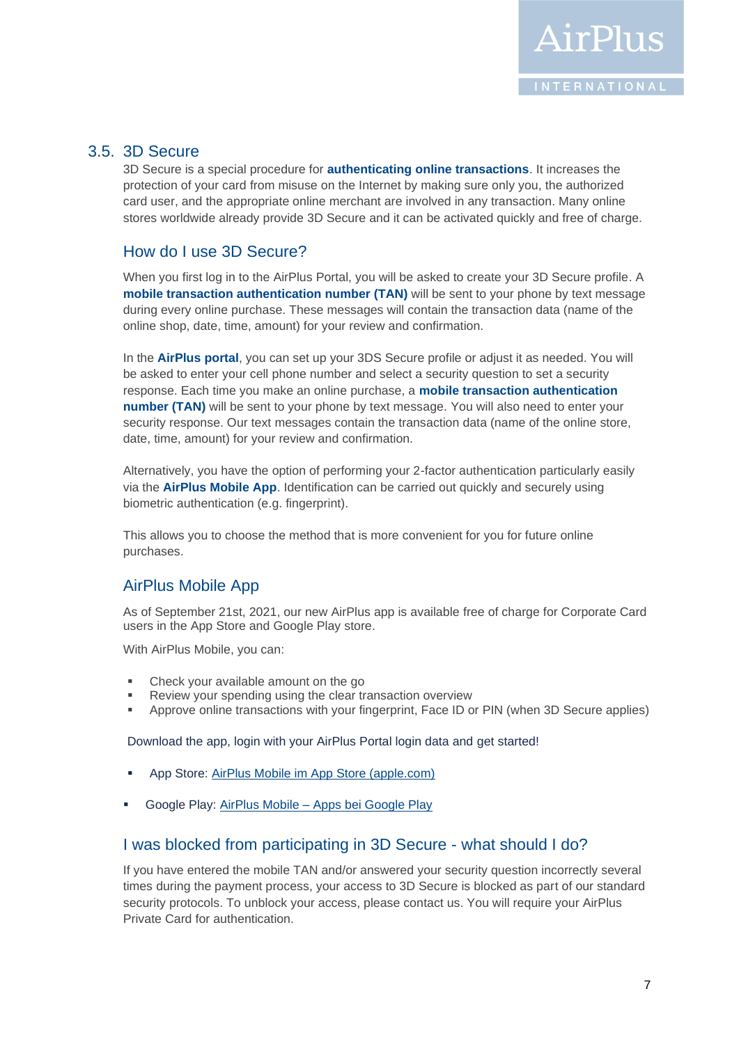## 3.5. 3D Secure

3D Secure is a special procedure for **authenticating online transactions**. It increases the protection of your card from misuse on the Internet by making sure only you, the authorized card user, and the appropriate online merchant are involved in any transaction. Many online stores worldwide already provide 3D Secure and it can be activated quickly and free of charge.

### How do I use 3D Secure?

When you first log in to the AirPlus Portal, you will be asked to create your 3D Secure profile. A **mobile transaction authentication number (TAN)** will be sent to your phone by text message during every online purchase. These messages will contain the transaction data (name of the online shop, date, time, amount) for your review and confirmation.

In the **AirPlus portal**, you can set up your 3DS Secure profile or adjust it as needed. You will be asked to enter your cell phone number and select a security question to set a security response. Each time you make an online purchase, a **mobile transaction authentication number (TAN)** will be sent to your phone by text message. You will also need to enter your security response. Our text messages contain the transaction data (name of the online store, date, time, amount) for your review and confirmation.

Alternatively, you have the option of performing your 2-factor authentication particularly easily via the **AirPlus Mobile App**. Identification can be carried out quickly and securely using biometric authentication (e.g. fingerprint).

This allows you to choose the method that is more convenient for you for future online purchases.

### AirPlus Mobile App

As of September 21st, 2021, our new AirPlus app is available free of charge for Corporate Card users in the App Store and Google Play store.

With AirPlus Mobile, you can:

- Check your available amount on the go
- Review your spending using the clear transaction overview
- Approve online transactions with your fingerprint, Face ID or PIN (when 3D Secure applies)

Download the app, login with your AirPlus Portal login data and get started!

- App Store: AirPlus Mobile im App Store (apple.com)
- Google Play: AirPlus Mobile – Apps bei Google Play

### I was blocked from participating in 3D Secure - what should I do?

If you have entered the mobile TAN and/or answered your security question incorrectly several times during the payment process, your access to 3D Secure is blocked as part of our standard security protocols. To unblock your access, please contact us. You will require your AirPlus Private Card for authentication.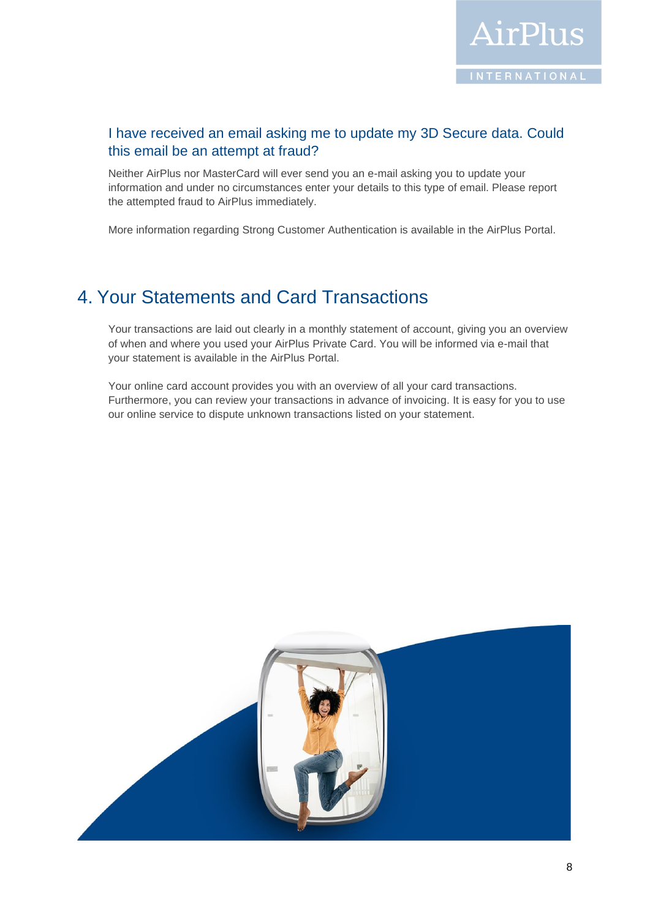### I have received an email asking me to update my 3D Secure data. Could this email be an attempt at fraud?

Neither AirPlus nor MasterCard will ever send you an e-mail asking you to update your information and under no circumstances enter your details to this type of email. Please report the attempted fraud to AirPlus immediately.

More information regarding Strong Customer Authentication is available in the AirPlus Portal.

## 4. Your Statements and Card Transactions

Your transactions are laid out clearly in a monthly statement of account, giving you an overview of when and where you used your AirPlus Private Card. You will be informed via e-mail that your statement is available in the AirPlus Portal.

Your online card account provides you with an overview of all your card transactions. Furthermore, you can review your transactions in advance of invoicing. It is easy for you to use our online service to dispute unknown transactions listed on your statement.